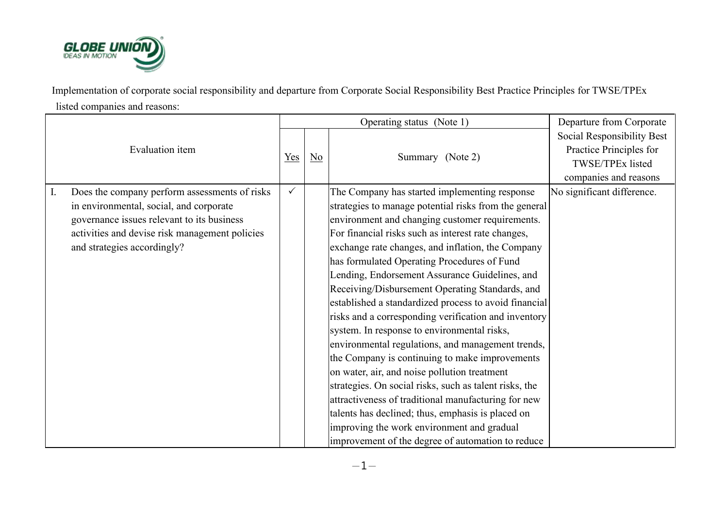Implementation of corporate social responsibility and departure from Corporate Social Responsibility Best Practice Principles for TWSE/TPEx listed companies and reasons:

| Evaluation item | Operating status (Note 1) | | | Departure from Corporate Social Responsibility Best Practice Principles for TWSE/TPEx listed companies and reasons |
|---|---|---|---|---|
| | Yes | No | Summary (Note 2) | |
| I. Does the company perform assessments of risks in environmental, social, and corporate governance issues relevant to its business activities and devise risk management policies and strategies accordingly? | ✓ | | The Company has started implementing response strategies to manage potential risks from the general environment and changing customer requirements. For financial risks such as interest rate changes, exchange rate changes, and inflation, the Company has formulated Operating Procedures of Fund Lending, Endorsement Assurance Guidelines, and Receiving/Disbursement Operating Standards, and established a standardized process to avoid financial risks and a corresponding verification and inventory system. In response to environmental risks, environmental regulations, and management trends, the Company is continuing to make improvements on water, air, and noise pollution treatment strategies. On social risks, such as talent risks, the attractiveness of traditional manufacturing for new talents has declined; thus, emphasis is placed on improving the work environment and gradual improvement of the degree of automation to reduce | No significant difference. |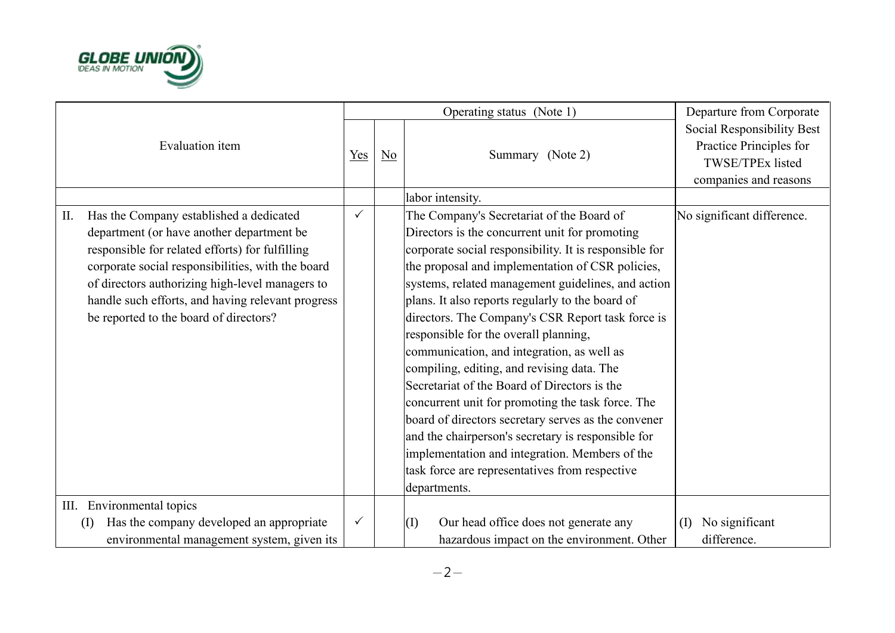| Evaluation item | Operating status (Note 1) | | | Departure from Corporate Social Responsibility Best Practice Principles for TWSE/TPEx listed companies and reasons |
|---|---|---|---|---|
| | Yes | No | Summary (Note 2) | |
| | | | labor intensity. | |
| II. Has the Company established a dedicated department (or have another department be responsible for related efforts) for fulfilling corporate social responsibilities, with the board of directors authorizing high-level managers to handle such efforts, and having relevant progress be reported to the board of directors? | ✓ | | The Company's Secretariat of the Board of Directors is the concurrent unit for promoting corporate social responsibility. It is responsible for the proposal and implementation of CSR policies, systems, related management guidelines, and action plans. It also reports regularly to the board of directors. The Company's CSR Report task force is responsible for the overall planning, communication, and integration, as well as compiling, editing, and revising data. The Secretariat of the Board of Directors is the concurrent unit for promoting the task force. The board of directors secretary serves as the convener and the chairperson's secretary is responsible for implementation and integration. Members of the task force are representatives from respective departments. | No significant difference. |
| III. Environmental topics<br>(I) Has the company developed an appropriate environmental management system, given its | ✓ | | (I) Our head office does not generate any hazardous impact on the environment. Other | (I) No significant difference. |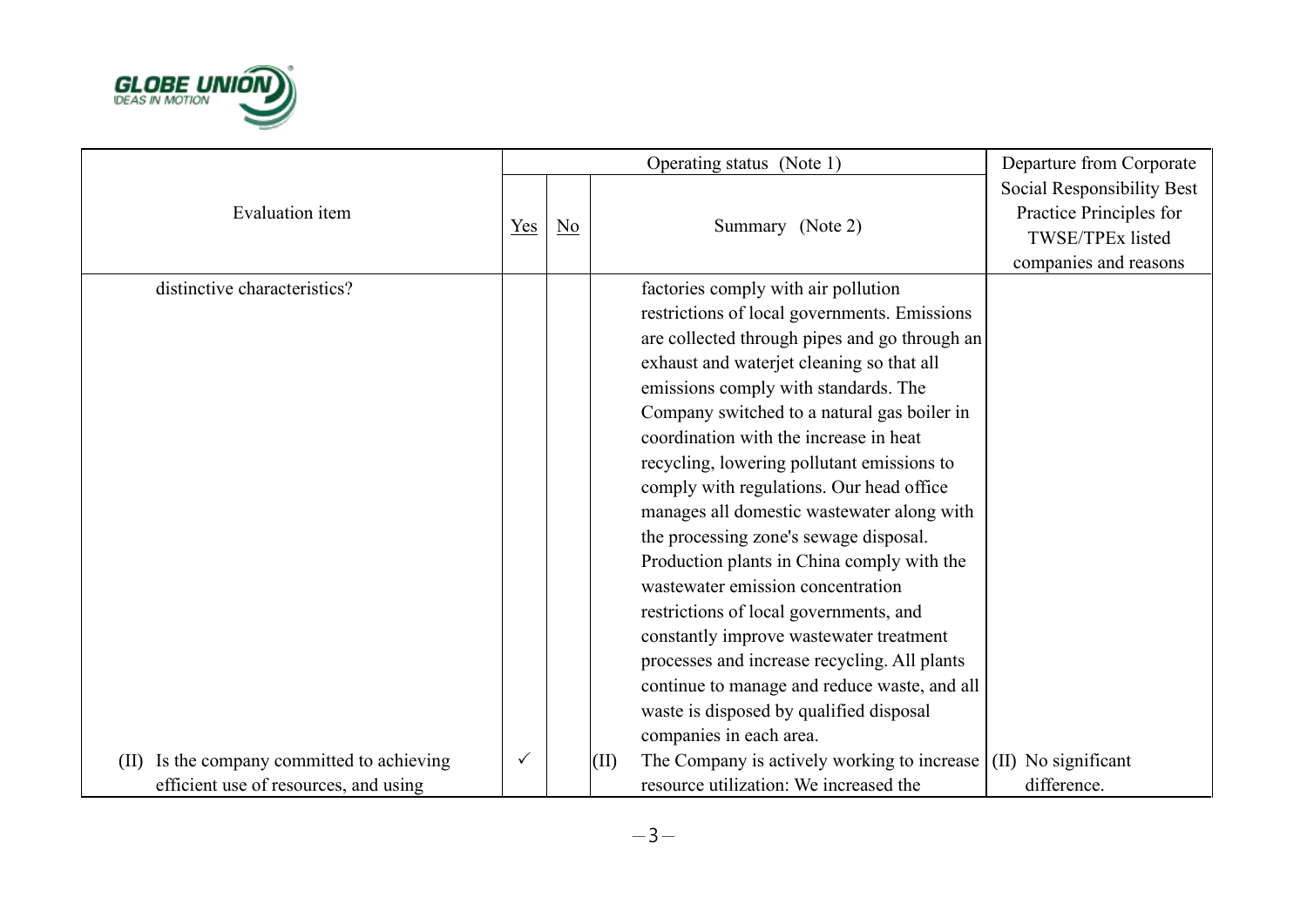| Evaluation item | Operating status (Note 1) | | | Departure from Corporate Social Responsibility Best Practice Principles for TWSE/TPEx listed companies and reasons |
|---|---|---|---|---|
| | Yes | No | Summary (Note 2) | |
| distinctive characteristics? | | | factories comply with air pollution restrictions of local governments. Emissions are collected through pipes and go through an exhaust and waterjet cleaning so that all emissions comply with standards. The Company switched to a natural gas boiler in coordination with the increase in heat recycling, lowering pollutant emissions to comply with regulations. Our head office manages all domestic wastewater along with the processing zone's sewage disposal. Production plants in China comply with the wastewater emission concentration restrictions of local governments, and constantly improve wastewater treatment processes and increase recycling. All plants continue to manage and reduce waste, and all waste is disposed by qualified disposal companies in each area. | |
| (II) Is the company committed to achieving efficient use of resources, and using | ✓ | | (II) The Company is actively working to increase resource utilization: We increased the | (II) No significant difference. |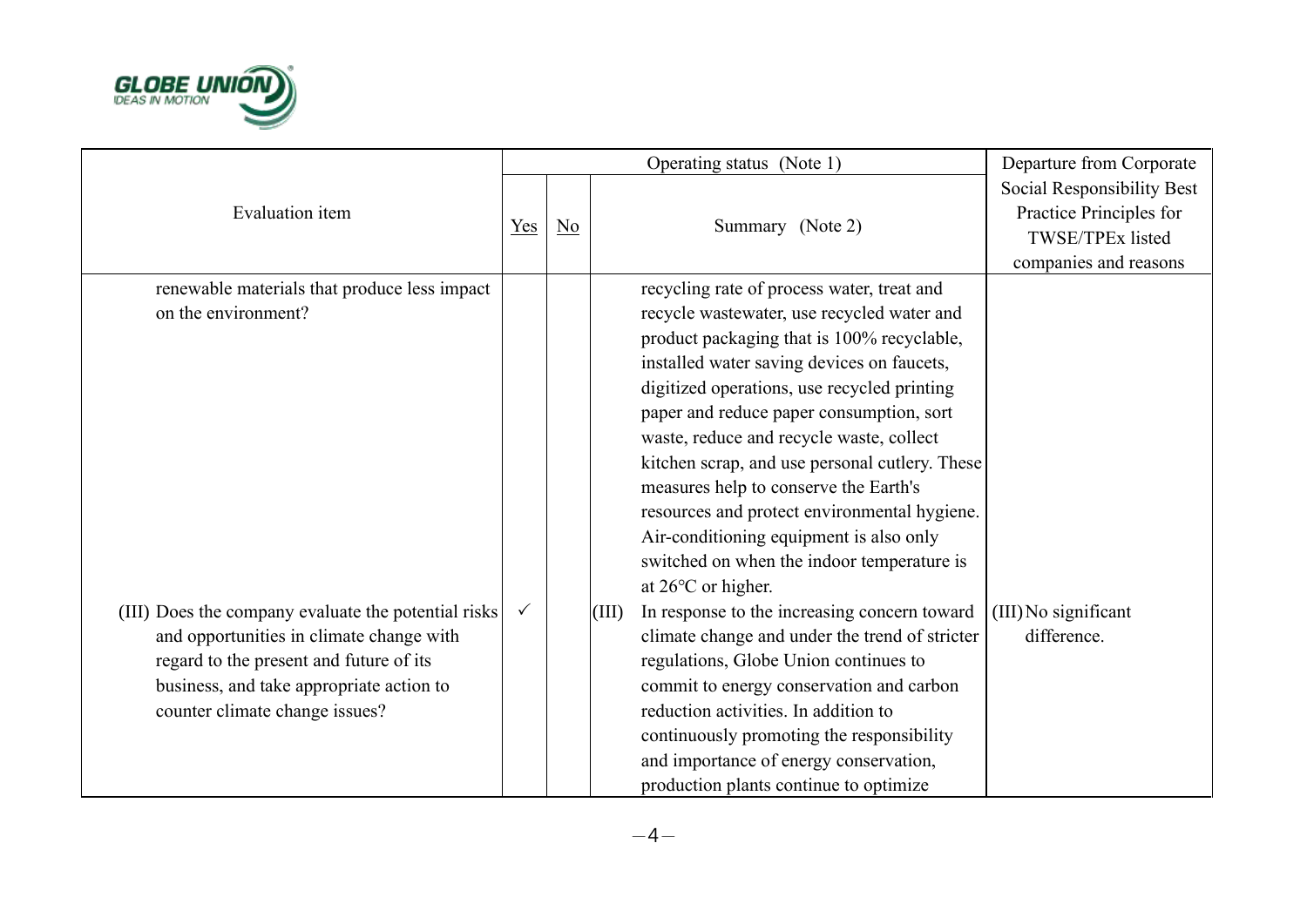| Evaluation item | Operating status (Note 1) | | | Departure from Corporate Social Responsibility Best Practice Principles for TWSE/TPEx listed companies and reasons |
|---|---|---|---|---|
| | Yes | No | Summary (Note 2) | |
| renewable materials that produce less impact on the environment? | | | recycling rate of process water, treat and recycle wastewater, use recycled water and product packaging that is 100% recyclable, installed water saving devices on faucets, digitized operations, use recycled printing paper and reduce paper consumption, sort waste, reduce and recycle waste, collect kitchen scrap, and use personal cutlery. These measures help to conserve the Earth's resources and protect environmental hygiene. Air-conditioning equipment is also only switched on when the indoor temperature is at 26°C or higher. | |
| (III) Does the company evaluate the potential risks and opportunities in climate change with regard to the present and future of its business, and take appropriate action to counter climate change issues? | ✓ | | (III) In response to the increasing concern toward climate change and under the trend of stricter regulations, Globe Union continues to commit to energy conservation and carbon reduction activities. In addition to continuously promoting the responsibility and importance of energy conservation, production plants continue to optimize | (III) No significant difference. |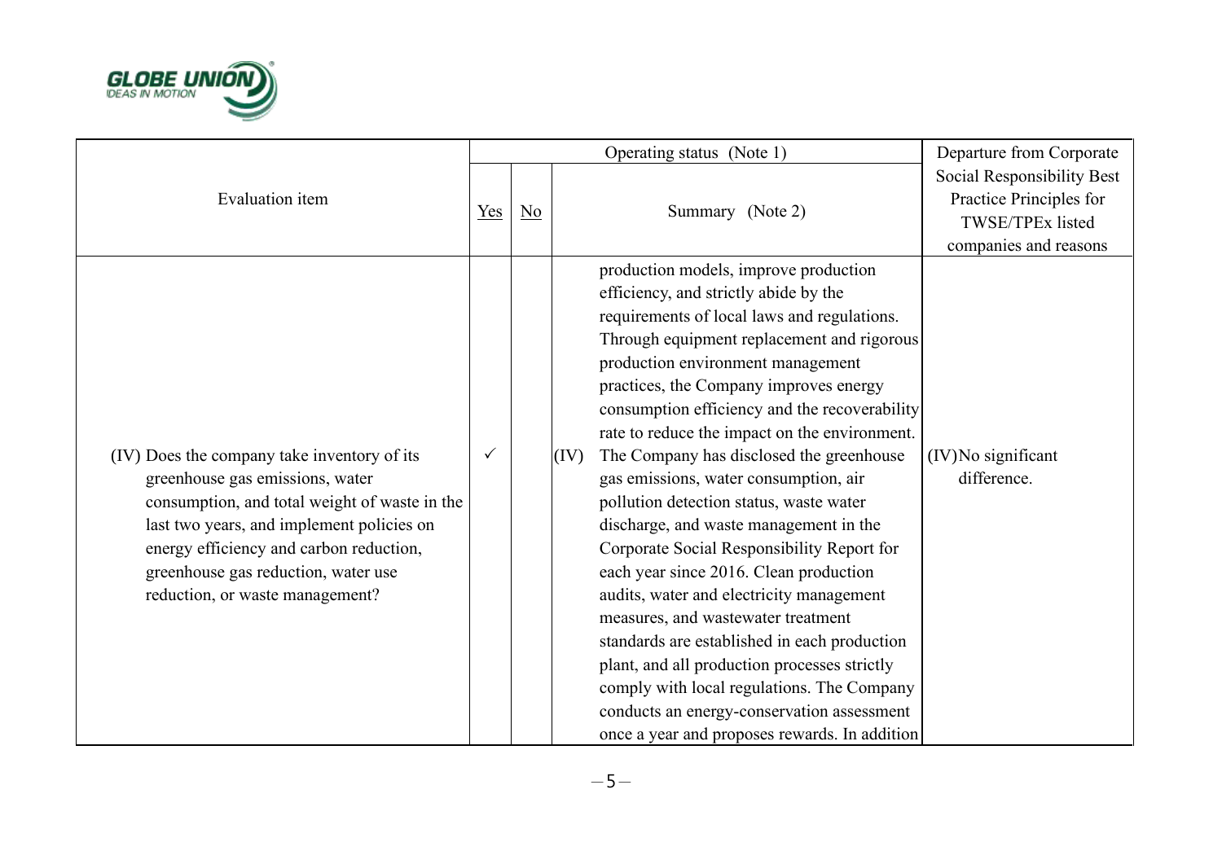| Evaluation item | Operating status (Note 1) | | | Departure from Corporate Social Responsibility Best Practice Principles for TWSE/TPEx listed companies and reasons |
|---|---|---|---|---|
| | Yes | No | Summary (Note 2) | |
| | | | production models, improve production efficiency, and strictly abide by the requirements of local laws and regulations. Through equipment replacement and rigorous production environment management practices, the Company improves energy consumption efficiency and the recoverability rate to reduce the impact on the environment. | |
| (IV) Does the company take inventory of its greenhouse gas emissions, water consumption, and total weight of waste in the last two years, and implement policies on energy efficiency and carbon reduction, greenhouse gas reduction, water use reduction, or waste management? | ✓ | | (IV) The Company has disclosed the greenhouse gas emissions, water consumption, air pollution detection status, waste water discharge, and waste management in the Corporate Social Responsibility Report for each year since 2016. Clean production audits, water and electricity management measures, and wastewater treatment standards are established in each production plant, and all production processes strictly comply with local regulations. The Company conducts an energy-conservation assessment once a year and proposes rewards. In addition | (IV) No significant difference. |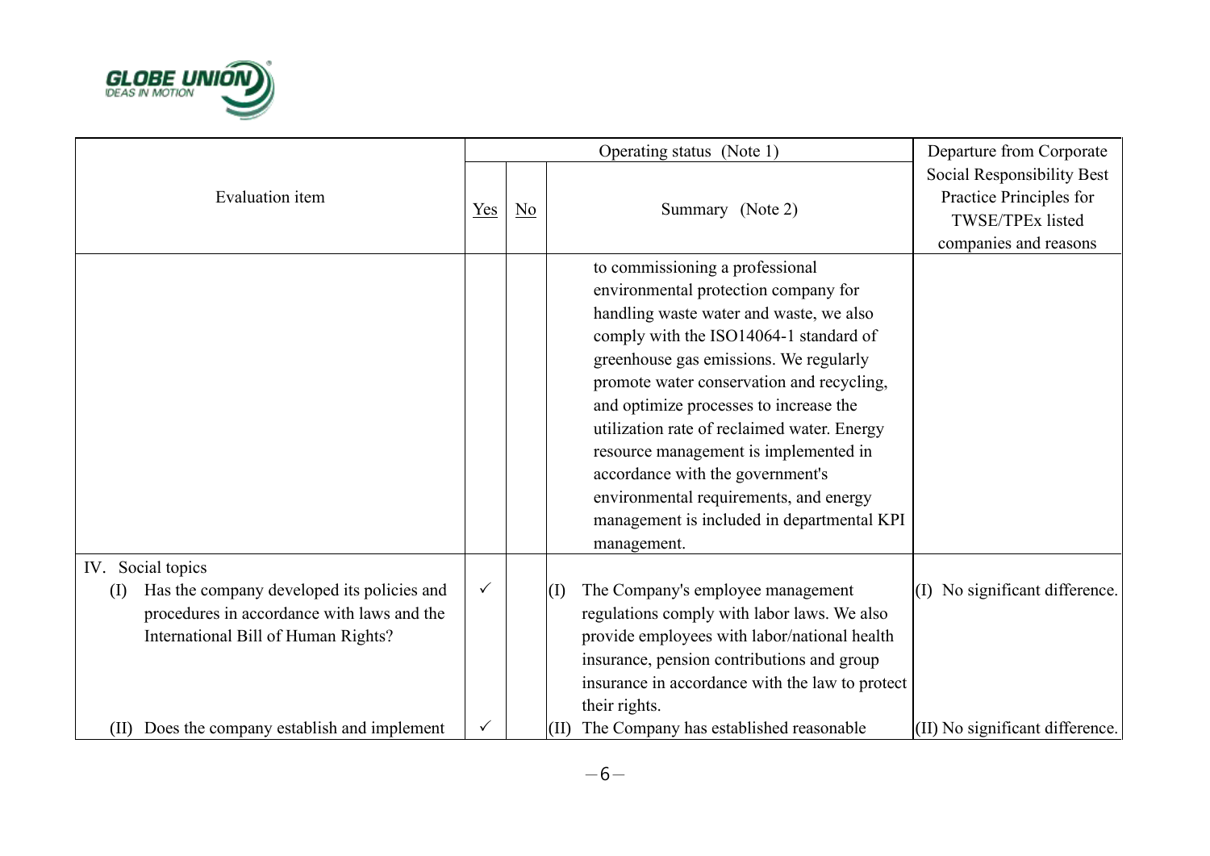| Evaluation item | Operating status (Note 1) | | | Departure from Corporate Social Responsibility Best Practice Principles for TWSE/TPEx listed companies and reasons |
|---|---|---|---|---|
| | Yes | No | Summary (Note 2) | |
| | | | to commissioning a professional environmental protection company for handling waste water and waste, we also comply with the ISO14064-1 standard of greenhouse gas emissions. We regularly promote water conservation and recycling, and optimize processes to increase the utilization rate of reclaimed water. Energy resource management is implemented in accordance with the government's environmental requirements, and energy management is included in departmental KPI management. | |
| IV. Social topics<br>(I) Has the company developed its policies and procedures in accordance with laws and the International Bill of Human Rights? | ✓ | | (I) The Company's employee management regulations comply with labor laws. We also provide employees with labor/national health insurance, pension contributions and group insurance in accordance with the law to protect their rights. | (I) No significant difference. |
| (II) Does the company establish and implement | ✓ | | (II) The Company has established reasonable | (II) No significant difference. |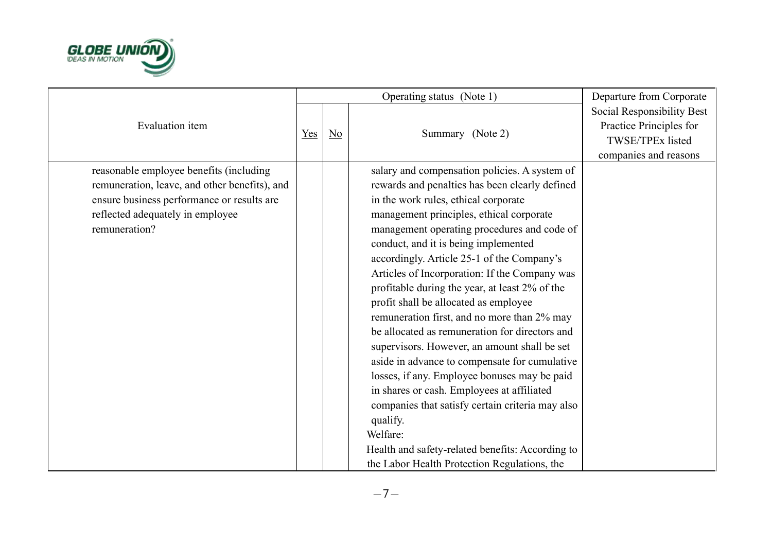| Evaluation item | Operating status (Note 1) | | | Departure from Corporate Social Responsibility Best Practice Principles for TWSE/TPEx listed companies and reasons |
|---|---|---|---|---|
| | Yes | No | Summary (Note 2) | |
| reasonable employee benefits (including remuneration, leave, and other benefits), and ensure business performance or results are reflected adequately in employee remuneration? | | | salary and compensation policies. A system of rewards and penalties has been clearly defined in the work rules, ethical corporate management principles, ethical corporate management operating procedures and code of conduct, and it is being implemented accordingly. Article 25-1 of the Company's Articles of Incorporation: If the Company was profitable during the year, at least 2% of the profit shall be allocated as employee remuneration first, and no more than 2% may be allocated as remuneration for directors and supervisors. However, an amount shall be set aside in advance to compensate for cumulative losses, if any. Employee bonuses may be paid in shares or cash. Employees at affiliated companies that satisfy certain criteria may also qualify.<br>Welfare:<br>Health and safety-related benefits: According to the Labor Health Protection Regulations, the | |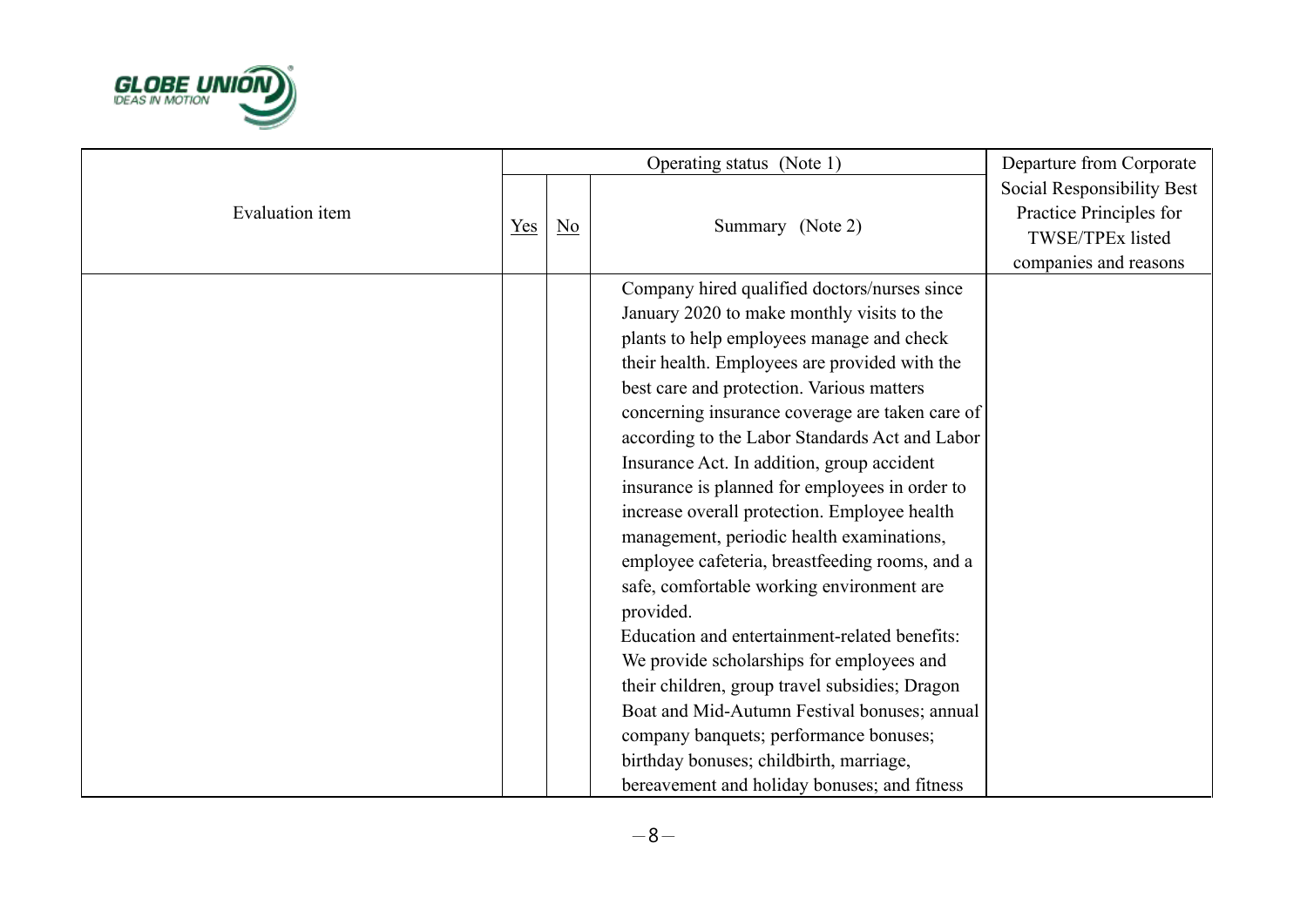| Evaluation item | Operating status (Note 1) | | | Departure from Corporate Social Responsibility Best Practice Principles for TWSE/TPEx listed companies and reasons |
|---|---|---|---|---|
| | Yes | No | Summary (Note 2) | |
| | | | Company hired qualified doctors/nurses since January 2020 to make monthly visits to the plants to help employees manage and check their health. Employees are provided with the best care and protection. Various matters concerning insurance coverage are taken care of according to the Labor Standards Act and Labor Insurance Act. In addition, group accident insurance is planned for employees in order to increase overall protection. Employee health management, periodic health examinations, employee cafeteria, breastfeeding rooms, and a safe, comfortable working environment are provided.<br>Education and entertainment-related benefits: We provide scholarships for employees and their children, group travel subsidies; Dragon Boat and Mid-Autumn Festival bonuses; annual company banquets; performance bonuses; birthday bonuses; childbirth, marriage, bereavement and holiday bonuses; and fitness | |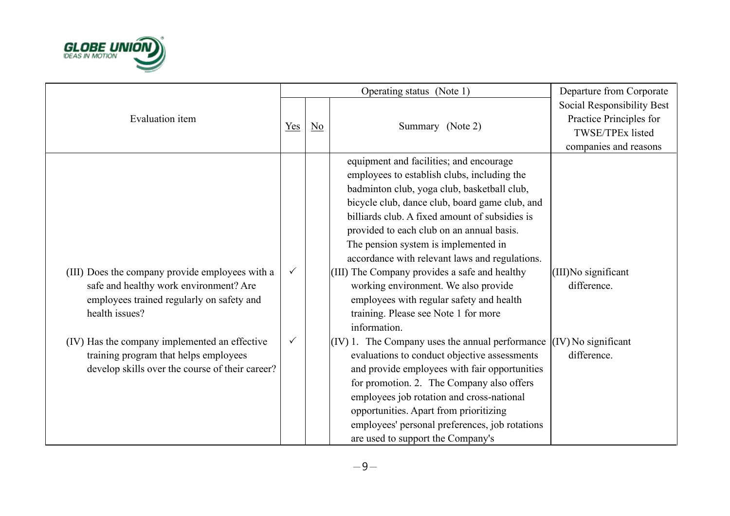| Evaluation item | Operating status (Note 1) | | | Departure from Corporate Social Responsibility Best Practice Principles for TWSE/TPEx listed companies and reasons |
|---|---|---|---|---|
| | Yes | No | Summary (Note 2) | |
| | | | equipment and facilities; and encourage employees to establish clubs, including the badminton club, yoga club, basketball club, bicycle club, dance club, board game club, and billiards club. A fixed amount of subsidies is provided to each club on an annual basis. The pension system is implemented in accordance with relevant laws and regulations. | |
| (III) Does the company provide employees with a safe and healthy work environment? Are employees trained regularly on safety and health issues? | ✓ | | (III) The Company provides a safe and healthy working environment. We also provide employees with regular safety and health training. Please see Note 1 for more information. | (III)No significant difference. |
| (IV) Has the company implemented an effective training program that helps employees develop skills over the course of their career? | ✓ | | (IV) 1. The Company uses the annual performance evaluations to conduct objective assessments and provide employees with fair opportunities for promotion. 2. The Company also offers employees job rotation and cross-national opportunities. Apart from prioritizing employees' personal preferences, job rotations are used to support the Company's | (IV) No significant difference. |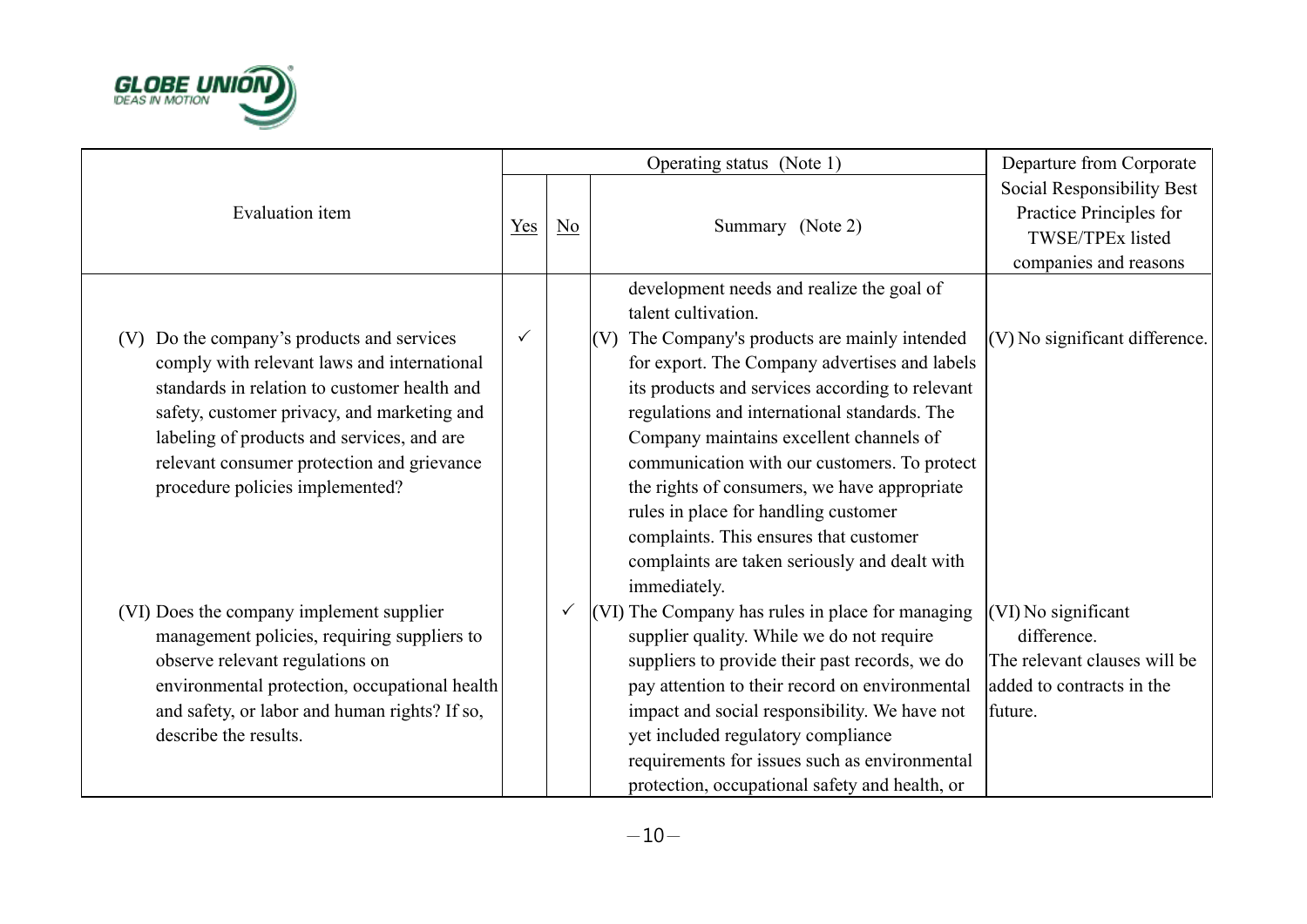| Evaluation item | Operating status (Note 1) | | | Departure from Corporate Social Responsibility Best Practice Principles for TWSE/TPEx listed companies and reasons |
|---|---|---|---|---|
| | Yes | No | Summary (Note 2) | |
| | | | development needs and realize the goal of talent cultivation. | |
| (V) Do the company's products and services comply with relevant laws and international standards in relation to customer health and safety, customer privacy, and marketing and labeling of products and services, and are relevant consumer protection and grievance procedure policies implemented? | ✓ | | (V) The Company's products are mainly intended for export. The Company advertises and labels its products and services according to relevant regulations and international standards. The Company maintains excellent channels of communication with our customers. To protect the rights of consumers, we have appropriate rules in place for handling customer complaints. This ensures that customer complaints are taken seriously and dealt with immediately. | (V) No significant difference. |
| (VI) Does the company implement supplier management policies, requiring suppliers to observe relevant regulations on environmental protection, occupational health and safety, or labor and human rights? If so, describe the results. | | ✓ | (VI) The Company has rules in place for managing supplier quality. While we do not require suppliers to provide their past records, we do pay attention to their record on environmental impact and social responsibility. We have not yet included regulatory compliance requirements for issues such as environmental protection, occupational safety and health, or | (VI) No significant difference. The relevant clauses will be added to contracts in the future. |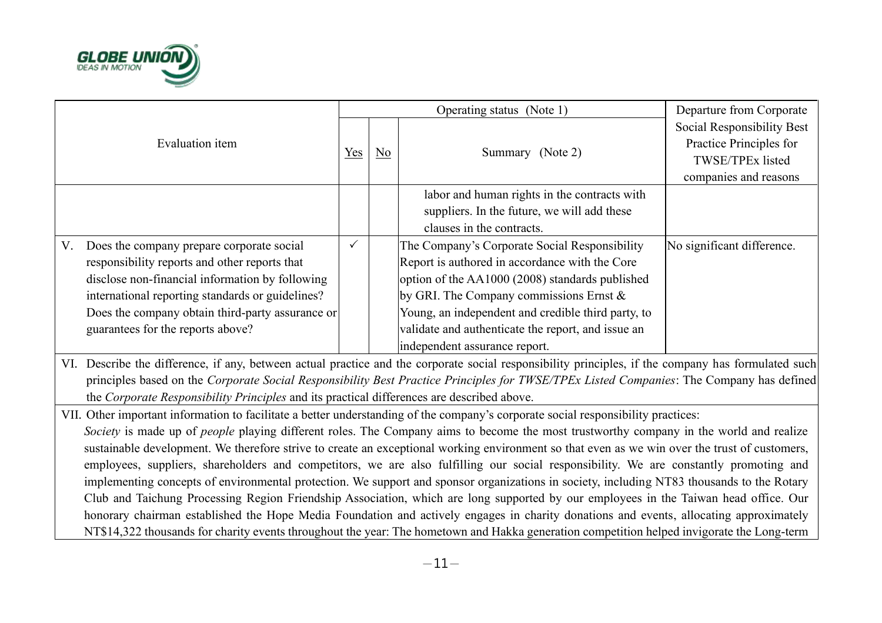| Evaluation item | Operating status (Note 1) | | | Departure from Corporate Social Responsibility Best Practice Principles for TWSE/TPEx listed companies and reasons |
|---|---|---|---|---|
| | Yes | No | Summary (Note 2) | |
| | | | labor and human rights in the contracts with suppliers. In the future, we will add these clauses in the contracts. | |
| V. Does the company prepare corporate social responsibility reports and other reports that disclose non-financial information by following international reporting standards or guidelines? Does the company obtain third-party assurance or guarantees for the reports above? | ✓ | | The Company's Corporate Social Responsibility Report is authored in accordance with the Core option of the AA1000 (2008) standards published by GRI. The Company commissions Ernst & Young, an independent and credible third party, to validate and authenticate the report, and issue an independent assurance report. | No significant difference. |
| VI. Describe the difference, if any, between actual practice and the corporate social responsibility principles, if the company has formulated such principles based on the *Corporate Social Responsibility Best Practice Principles for TWSE/TPEx Listed Companies*: The Company has defined the *Corporate Responsibility Principles* and its practical differences are described above. | | | | |
| VII. Other important information to facilitate a better understanding of the company's corporate social responsibility practices: *Society* is made up of *people* playing different roles. The Company aims to become the most trustworthy company in the world and realize sustainable development. We therefore strive to create an exceptional working environment so that even as we win over the trust of customers, employees, suppliers, shareholders and competitors, we are also fulfilling our social responsibility. We are constantly promoting and implementing concepts of environmental protection. We support and sponsor organizations in society, including NT83 thousands to the Rotary Club and Taichung Processing Region Friendship Association, which are long supported by our employees in the Taiwan head office. Our honorary chairman established the Hope Media Foundation and actively engages in charity donations and events, allocating approximately NT$14,322 thousands for charity events throughout the year: The hometown and Hakka generation competition helped invigorate the Long-term | | | | |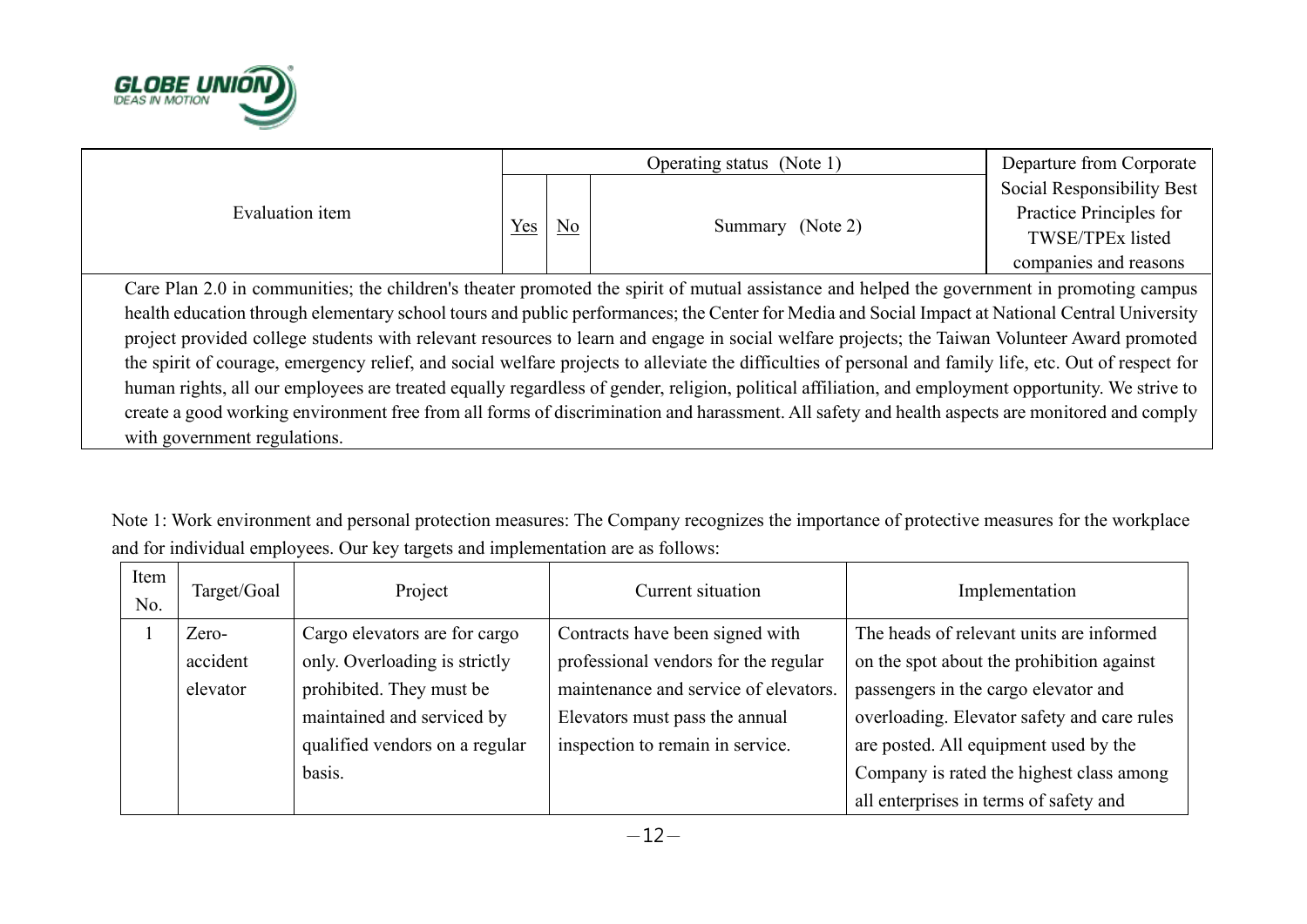| Evaluation item | Operating status (Note 1) | | | Departure from Corporate Social Responsibility Best Practice Principles for TWSE/TPEx listed companies and reasons |
|---|---|---|---|---|
| | Yes | No | Summary (Note 2) | |
| Care Plan 2.0 in communities; the children's theater promoted the spirit of mutual assistance and helped the government in promoting campus health education through elementary school tours and public performances; the Center for Media and Social Impact at National Central University project provided college students with relevant resources to learn and engage in social welfare projects; the Taiwan Volunteer Award promoted the spirit of courage, emergency relief, and social welfare projects to alleviate the difficulties of personal and family life, etc. Out of respect for human rights, all our employees are treated equally regardless of gender, religion, political affiliation, and employment opportunity. We strive to create a good working environment free from all forms of discrimination and harassment. All safety and health aspects are monitored and comply with government regulations. | | | | |

Note 1: Work environment and personal protection measures: The Company recognizes the importance of protective measures for the workplace and for individual employees. Our key targets and implementation are as follows:

| Item No. | Target/Goal | Project | Current situation | Implementation |
|---|---|---|---|---|
| 1 | Zero-accident elevator | Cargo elevators are for cargo only. Overloading is strictly prohibited. They must be maintained and serviced by qualified vendors on a regular basis. | Contracts have been signed with professional vendors for the regular maintenance and service of elevators. Elevators must pass the annual inspection to remain in service. | The heads of relevant units are informed on the spot about the prohibition against passengers in the cargo elevator and overloading. Elevator safety and care rules are posted. All equipment used by the Company is rated the highest class among all enterprises in terms of safety and |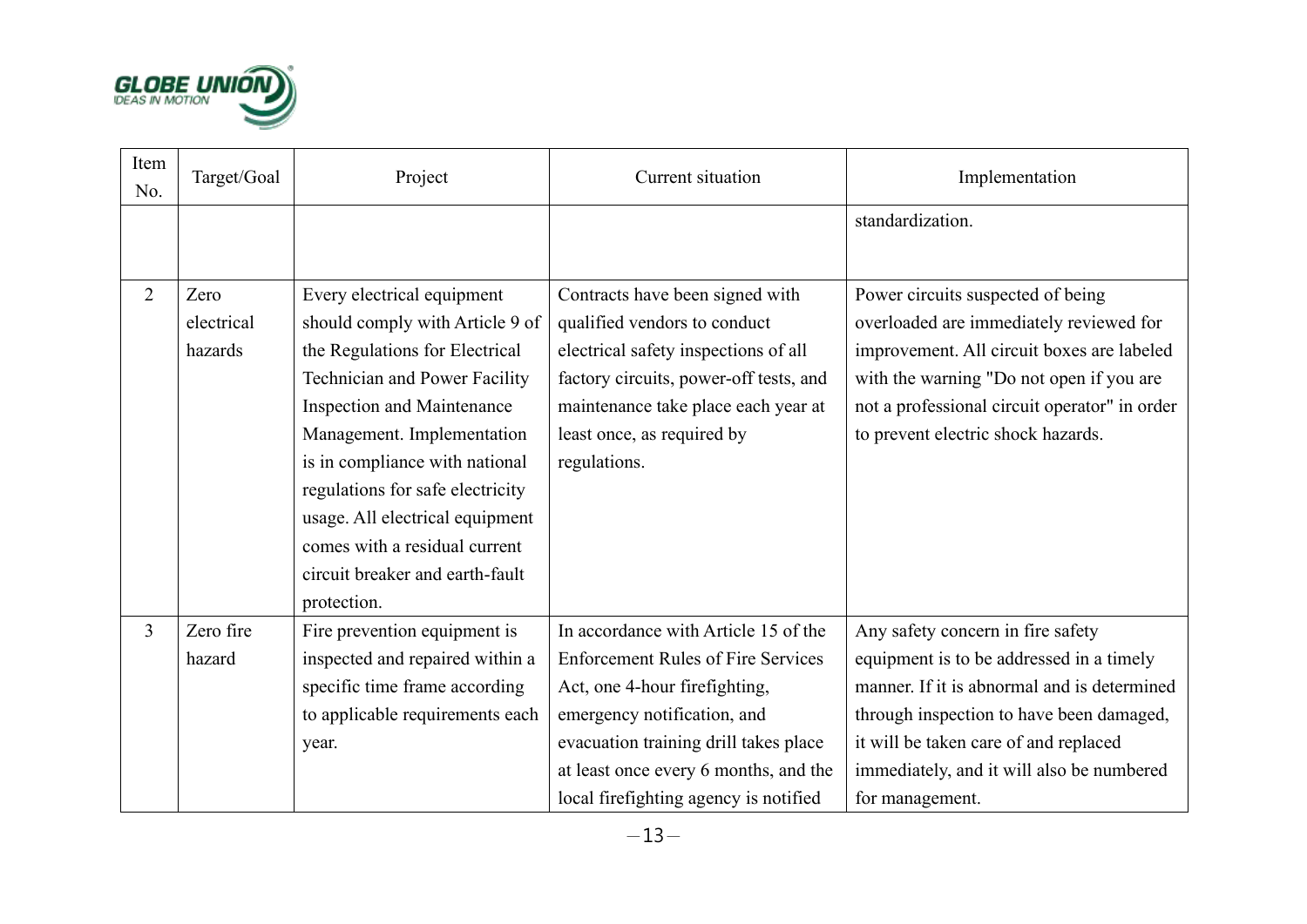| Item No. | Target/Goal | Project | Current situation | Implementation |
|---|---|---|---|---|
| | | | | standardization. |
| 2 | Zero electrical hazards | Every electrical equipment should comply with Article 9 of the Regulations for Electrical Technician and Power Facility Inspection and Maintenance Management. Implementation is in compliance with national regulations for safe electricity usage. All electrical equipment comes with a residual current circuit breaker and earth-fault protection. | Contracts have been signed with qualified vendors to conduct electrical safety inspections of all factory circuits, power-off tests, and maintenance take place each year at least once, as required by regulations. | Power circuits suspected of being overloaded are immediately reviewed for improvement. All circuit boxes are labeled with the warning "Do not open if you are not a professional circuit operator" in order to prevent electric shock hazards. |
| 3 | Zero fire hazard | Fire prevention equipment is inspected and repaired within a specific time frame according to applicable requirements each year. | In accordance with Article 15 of the Enforcement Rules of Fire Services Act, one 4-hour firefighting, emergency notification, and evacuation training drill takes place at least once every 6 months, and the local firefighting agency is notified | Any safety concern in fire safety equipment is to be addressed in a timely manner. If it is abnormal and is determined through inspection to have been damaged, it will be taken care of and replaced immediately, and it will also be numbered for management. |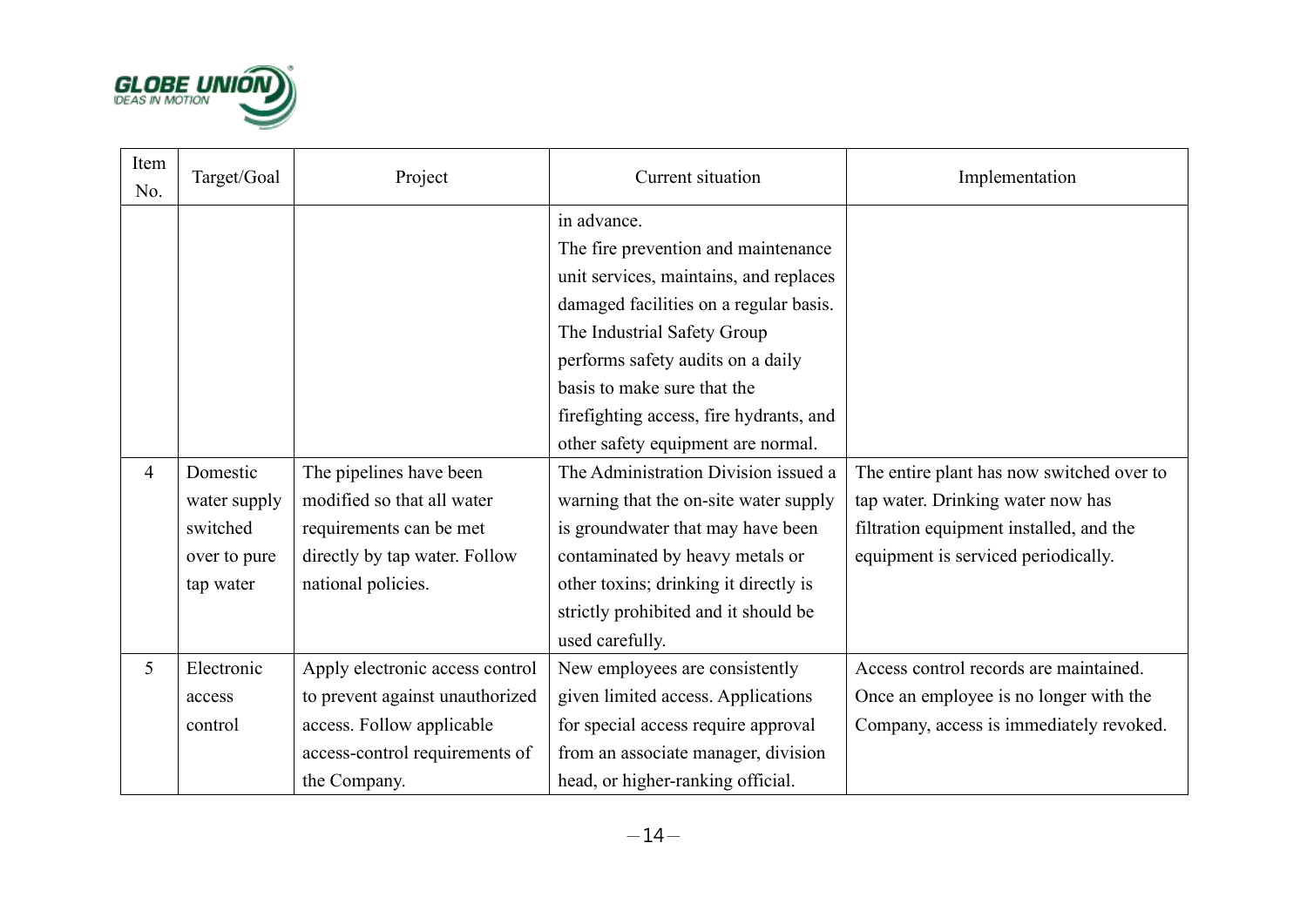| Item No. | Target/Goal | Project | Current situation | Implementation |
| --- | --- | --- | --- | --- |
| | | | in advance. The fire prevention and maintenance unit services, maintains, and replaces damaged facilities on a regular basis. The Industrial Safety Group performs safety audits on a daily basis to make sure that the firefighting access, fire hydrants, and other safety equipment are normal. | |
| 4 | Domestic water supply switched over to pure tap water | The pipelines have been modified so that all water requirements can be met directly by tap water. Follow national policies. | The Administration Division issued a warning that the on-site water supply is groundwater that may have been contaminated by heavy metals or other toxins; drinking it directly is strictly prohibited and it should be used carefully. | The entire plant has now switched over to tap water. Drinking water now has filtration equipment installed, and the equipment is serviced periodically. |
| 5 | Electronic access control | Apply electronic access control to prevent against unauthorized access. Follow applicable access-control requirements of the Company. | New employees are consistently given limited access. Applications for special access require approval from an associate manager, division head, or higher-ranking official. | Access control records are maintained. Once an employee is no longer with the Company, access is immediately revoked. |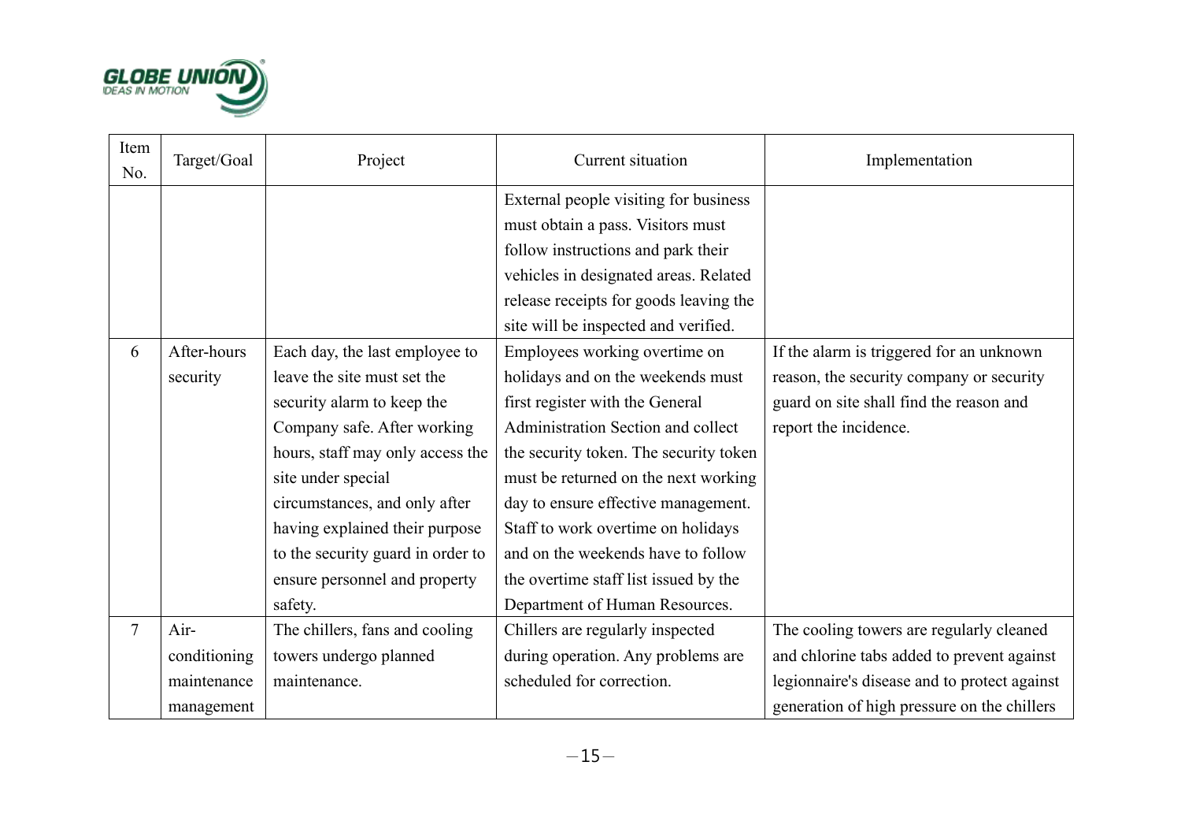| Item No. | Target/Goal | Project | Current situation | Implementation |
|---|---|---|---|---|
| | | | External people visiting for business must obtain a pass. Visitors must follow instructions and park their vehicles in designated areas. Related release receipts for goods leaving the site will be inspected and verified. | |
| 6 | After-hours security | Each day, the last employee to leave the site must set the security alarm to keep the Company safe. After working hours, staff may only access the site under special circumstances, and only after having explained their purpose to the security guard in order to ensure personnel and property safety. | Employees working overtime on holidays and on the weekends must first register with the General Administration Section and collect the security token. The security token must be returned on the next working day to ensure effective management. Staff to work overtime on holidays and on the weekends have to follow the overtime staff list issued by the Department of Human Resources. | If the alarm is triggered for an unknown reason, the security company or security guard on site shall find the reason and report the incidence. |
| 7 | Air-conditioning maintenance management | The chillers, fans and cooling towers undergo planned maintenance. | Chillers are regularly inspected during operation. Any problems are scheduled for correction. | The cooling towers are regularly cleaned and chlorine tabs added to prevent against legionnaire's disease and to protect against generation of high pressure on the chillers |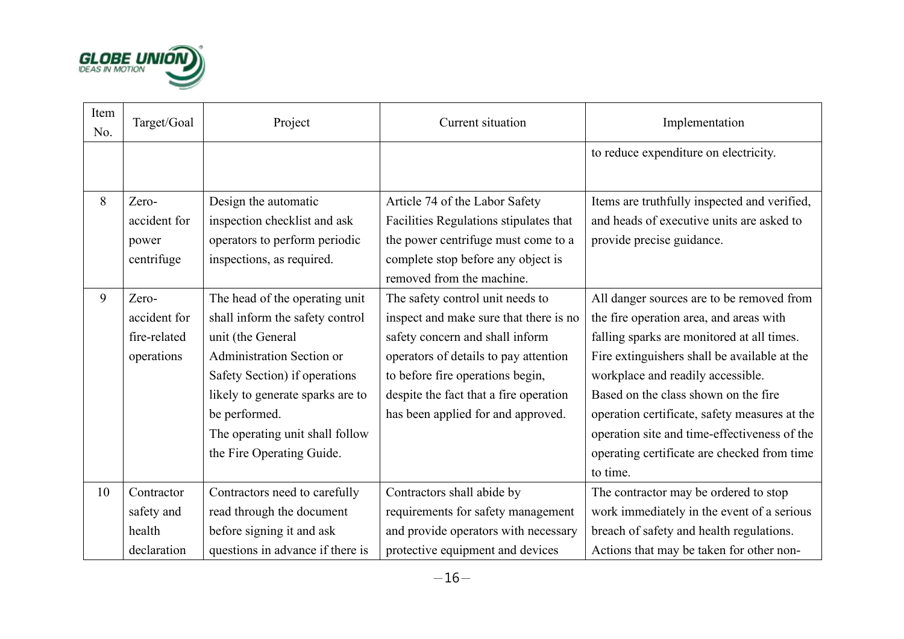| Item No. | Target/Goal | Project | Current situation | Implementation |
| --- | --- | --- | --- | --- |
| | | | | to reduce expenditure on electricity. |
| 8 | Zero-accident for power centrifuge | Design the automatic inspection checklist and ask operators to perform periodic inspections, as required. | Article 74 of the Labor Safety Facilities Regulations stipulates that the power centrifuge must come to a complete stop before any object is removed from the machine. | Items are truthfully inspected and verified, and heads of executive units are asked to provide precise guidance. |
| 9 | Zero-accident for fire-related operations | The head of the operating unit shall inform the safety control unit (the General Administration Section or Safety Section) if operations likely to generate sparks are to be performed. The operating unit shall follow the Fire Operating Guide. | The safety control unit needs to inspect and make sure that there is no safety concern and shall inform operators of details to pay attention to before fire operations begin, despite the fact that a fire operation has been applied for and approved. | All danger sources are to be removed from the fire operation area, and areas with falling sparks are monitored at all times. Fire extinguishers shall be available at the workplace and readily accessible. Based on the class shown on the fire operation certificate, safety measures at the operation site and time-effectiveness of the operating certificate are checked from time to time. |
| 10 | Contractor safety and health declaration | Contractors need to carefully read through the document before signing it and ask questions in advance if there is | Contractors shall abide by requirements for safety management and provide operators with necessary protective equipment and devices | The contractor may be ordered to stop work immediately in the event of a serious breach of safety and health regulations. Actions that may be taken for other non- |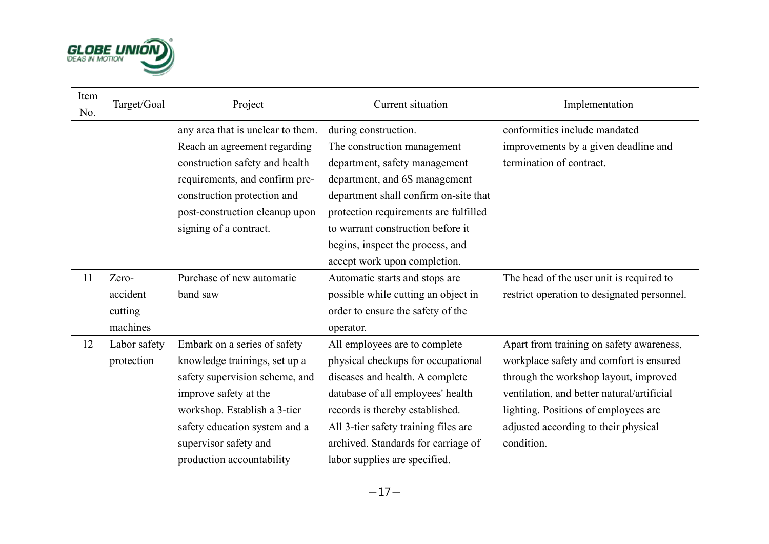| Item No. | Target/Goal | Project | Current situation | Implementation |
|---|---|---|---|---|
| | | any area that is unclear to them. Reach an agreement regarding construction safety and health requirements, and confirm pre-construction protection and post-construction cleanup upon signing of a contract. | during construction. The construction management department, safety management department, and 6S management department shall confirm on-site that protection requirements are fulfilled to warrant construction before it begins, inspect the process, and accept work upon completion. | conformities include mandated improvements by a given deadline and termination of contract. |
| 11 | Zero-accident cutting machines | Purchase of new automatic band saw | Automatic starts and stops are possible while cutting an object in order to ensure the safety of the operator. | The head of the user unit is required to restrict operation to designated personnel. |
| 12 | Labor safety protection | Embark on a series of safety knowledge trainings, set up a safety supervision scheme, and improve safety at the workshop. Establish a 3-tier safety education system and a supervisor safety and production accountability | All employees are to complete physical checkups for occupational diseases and health. A complete database of all employees' health records is thereby established. All 3-tier safety training files are archived. Standards for carriage of labor supplies are specified. | Apart from training on safety awareness, workplace safety and comfort is ensured through the workshop layout, improved ventilation, and better natural/artificial lighting. Positions of employees are adjusted according to their physical condition. |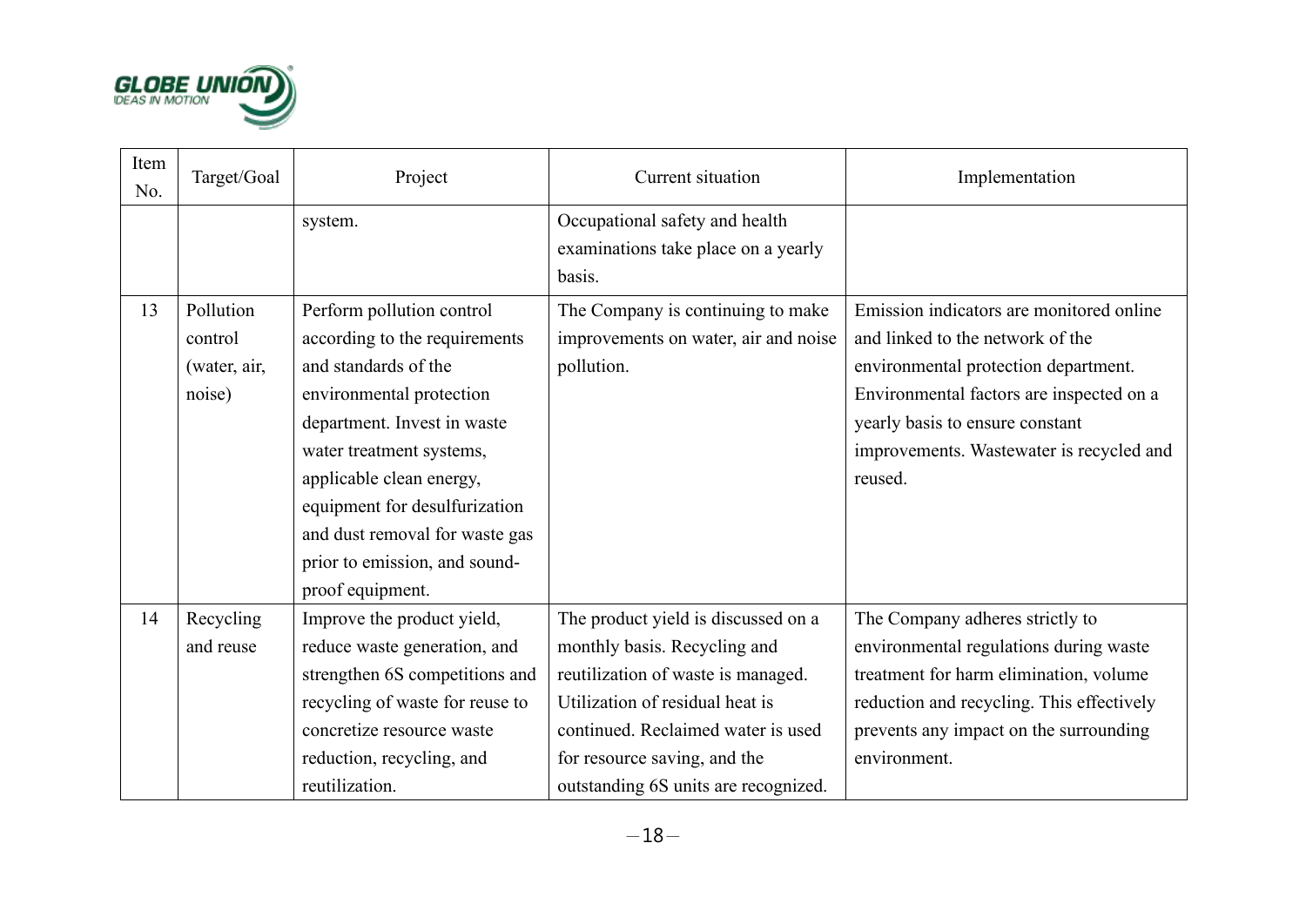| Item No. | Target/Goal | Project | Current situation | Implementation |
|---|---|---|---|---|
| | | system. | Occupational safety and health examinations take place on a yearly basis. | |
| 13 | Pollution control (water, air, noise) | Perform pollution control according to the requirements and standards of the environmental protection department. Invest in waste water treatment systems, applicable clean energy, equipment for desulfurization and dust removal for waste gas prior to emission, and sound-proof equipment. | The Company is continuing to make improvements on water, air and noise pollution. | Emission indicators are monitored online and linked to the network of the environmental protection department. Environmental factors are inspected on a yearly basis to ensure constant improvements. Wastewater is recycled and reused. |
| 14 | Recycling and reuse | Improve the product yield, reduce waste generation, and strengthen 6S competitions and recycling of waste for reuse to concretize resource waste reduction, recycling, and reutilization. | The product yield is discussed on a monthly basis. Recycling and reutilization of waste is managed. Utilization of residual heat is continued. Reclaimed water is used for resource saving, and the outstanding 6S units are recognized. | The Company adheres strictly to environmental regulations during waste treatment for harm elimination, volume reduction and recycling. This effectively prevents any impact on the surrounding environment. |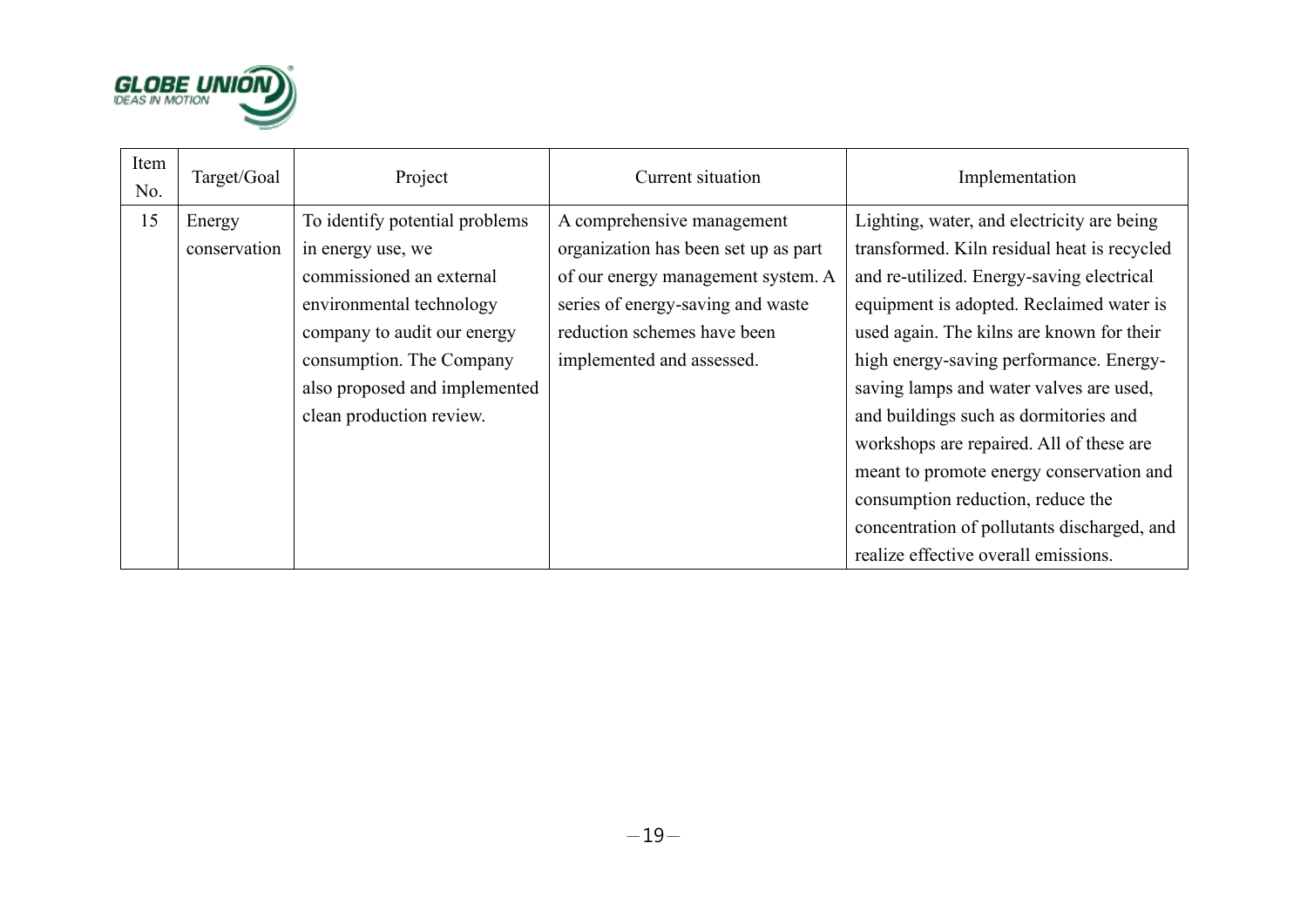| Item No. | Target/Goal | Project | Current situation | Implementation |
|---|---|---|---|---|
| 15 | Energy conservation | To identify potential problems in energy use, we commissioned an external environmental technology company to audit our energy consumption. The Company also proposed and implemented clean production review. | A comprehensive management organization has been set up as part of our energy management system. A series of energy-saving and waste reduction schemes have been implemented and assessed. | Lighting, water, and electricity are being transformed. Kiln residual heat is recycled and re-utilized. Energy-saving electrical equipment is adopted. Reclaimed water is used again. The kilns are known for their high energy-saving performance. Energy-saving lamps and water valves are used, and buildings such as dormitories and workshops are repaired. All of these are meant to promote energy conservation and consumption reduction, reduce the concentration of pollutants discharged, and realize effective overall emissions. |